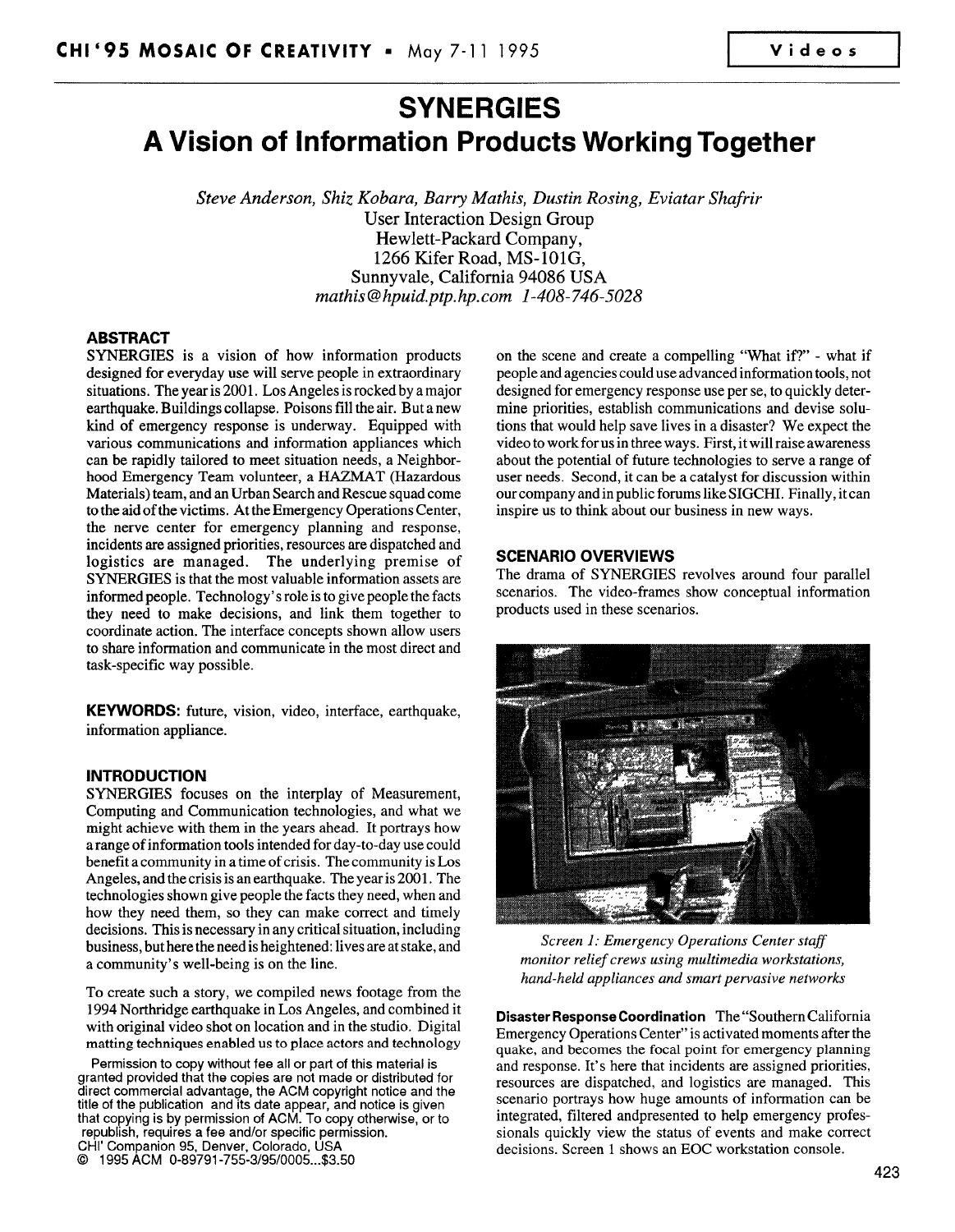# SYNERGIES
# A Vision of Information Products Working Together

*Steve Anderson, Shiz Kobara, Barry Mathis, Dustin Rosing, Eviatar Shafrir*
User Interaction Design Group
Hewlett-Packard Company,
1266 Kifer Road, MS-101G,
Sunnyvale, California 94086 USA
*mathis@hpuid.ptp.hp.com 1-408-746-5028*

## ABSTRACT

SYNERGIES is a vision of how information products designed for everyday use will serve people in extraordinary situations. The year is 2001. Los Angeles is rocked by a major earthquake. Buildings collapse. Poisons fill the air. But a new kind of emergency response is underway. Equipped with various communications and information appliances which can be rapidly tailored to meet situation needs, a Neighborhood Emergency Team volunteer, a HAZMAT (Hazardous Materials) team, and an Urban Search and Rescue squad come to the aid of the victims. At the Emergency Operations Center, the nerve center for emergency planning and response, incidents are assigned priorities, resources are dispatched and logistics are managed. The underlying premise of SYNERGIES is that the most valuable information assets are informed people. Technology's role is to give people the facts they need to make decisions, and link them together to coordinate action. The interface concepts shown allow users to share information and communicate in the most direct and task-specific way possible.

**KEYWORDS:** future, vision, video, interface, earthquake, information appliance.

## INTRODUCTION

SYNERGIES focuses on the interplay of Measurement, Computing and Communication technologies, and what we might achieve with them in the years ahead. It portrays how a range of information tools intended for day-to-day use could benefit a community in a time of crisis. The community is Los Angeles, and the crisis is an earthquake. The year is 2001. The technologies shown give people the facts they need, when and how they need them, so they can make correct and timely decisions. This is necessary in any critical situation, including business, but here the need is heightened: lives are at stake, and a community's well-being is on the line.

To create such a story, we compiled news footage from the 1994 Northridge earthquake in Los Angeles, and combined it with original video shot on location and in the studio. Digital matting techniques enabled us to place actors and technology on the scene and create a compelling "What if?" - what if people and agencies could use advanced information tools, not designed for emergency response use per se, to quickly determine priorities, establish communications and devise solutions that would help save lives in a disaster? We expect the video to work for us in three ways. First, it will raise awareness about the potential of future technologies to serve a range of user needs. Second, it can be a catalyst for discussion within our company and in public forums like SIGCHI. Finally, it can inspire us to think about our business in new ways.

Permission to copy without fee all or part of this material is granted provided that the copies are not made or distributed for direct commercial advantage, the ACM copyright notice and the title of the publication and its date appear, and notice is given that copying is by permission of ACM. To copy otherwise, or to republish, requires a fee and/or specific permission.
CHI' Companion 95, Denver, Colorado, USA
© 1995 ACM 0-89791-755-3/95/0005...$3.50

## SCENARIO OVERVIEWS

The drama of SYNERGIES revolves around four parallel scenarios. The video-frames show conceptual information products used in these scenarios.

*Screen 1: Emergency Operations Center staff monitor relief crews using multimedia workstations, hand-held appliances and smart pervasive networks*

**Disaster Response Coordination** The "Southern California Emergency Operations Center" is activated moments after the quake, and becomes the focal point for emergency planning and response. It's here that incidents are assigned priorities, resources are dispatched, and logistics are managed. This scenario portrays how huge amounts of information can be integrated, filtered andpresented to help emergency professionals quickly view the status of events and make correct decisions. Screen 1 shows an EOC workstation console.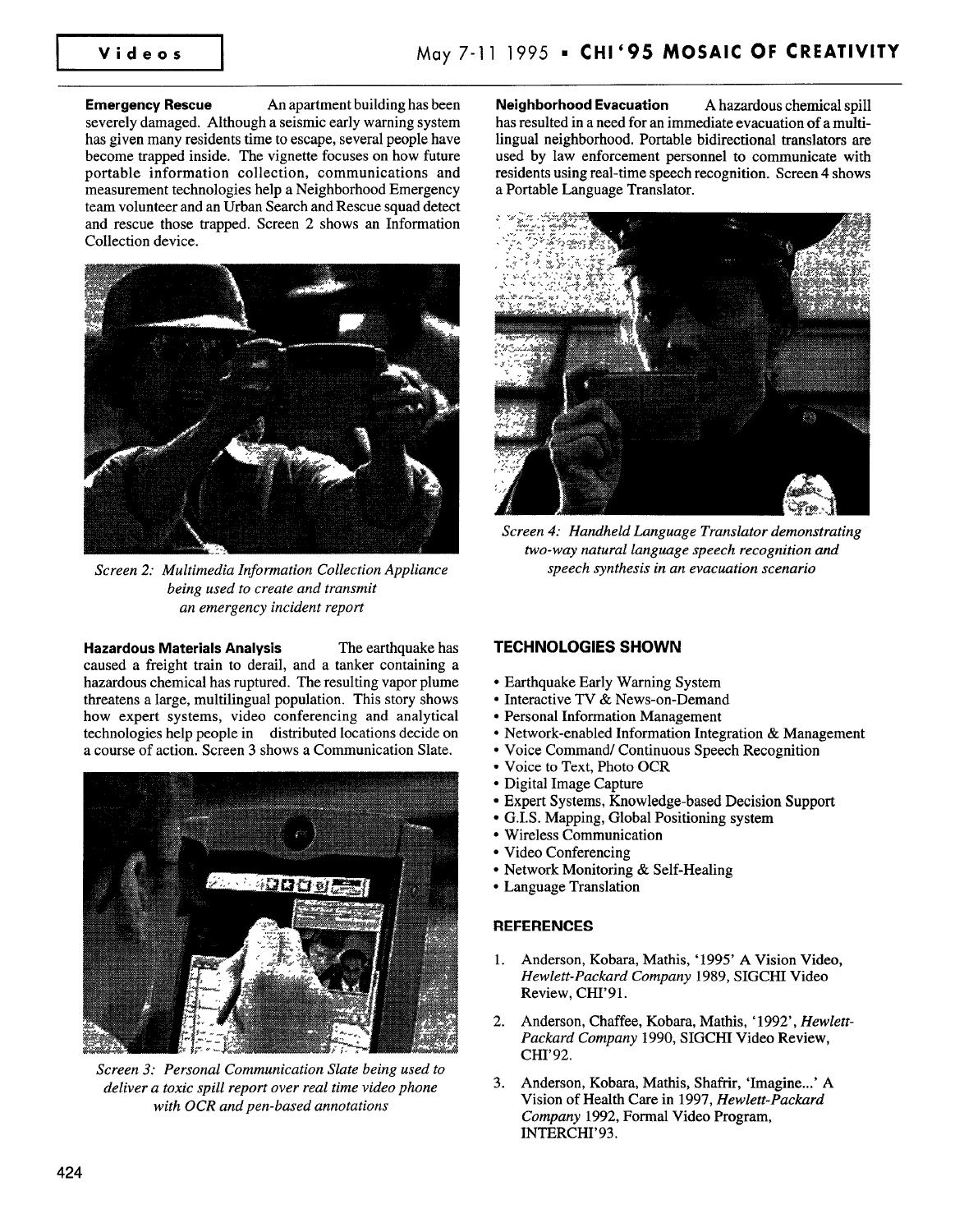**Emergency Rescue** An apartment building has been severely damaged. Although a seismic early warning system has given many residents time to escape, several people have become trapped inside. The vignette focuses on how future portable information collection, communications and measurement technologies help a Neighborhood Emergency team volunteer and an Urban Search and Rescue squad detect and rescue those trapped. Screen 2 shows an Information Collection device.

*Screen 2: Multimedia Information Collection Appliance being used to create and transmit an emergency incident report*

**Hazardous Materials Analysis** The earthquake has caused a freight train to derail, and a tanker containing a hazardous chemical has ruptured. The resulting vapor plume threatens a large, multilingual population. This story shows how expert systems, video conferencing and analytical technologies help people in distributed locations decide on a course of action. Screen 3 shows a Communication Slate.

*Screen 3: Personal Communication Slate being used to deliver a toxic spill report over real time video phone with OCR and pen-based annotations*

**Neighborhood Evacuation** A hazardous chemical spill has resulted in a need for an immediate evacuation of a multi-lingual neighborhood. Portable bidirectional translators are used by law enforcement personnel to communicate with residents using real-time speech recognition. Screen 4 shows a Portable Language Translator.

*Screen 4: Handheld Language Translator demonstrating two-way natural language speech recognition and speech synthesis in an evacuation scenario*

## TECHNOLOGIES SHOWN

- Earthquake Early Warning System
- Interactive TV & News-on-Demand
- Personal Information Management
- Network-enabled Information Integration & Management
- Voice Command/ Continuous Speech Recognition
- Voice to Text, Photo OCR
- Digital Image Capture
- Expert Systems, Knowledge-based Decision Support
- G.I.S. Mapping, Global Positioning system
- Wireless Communication
- Video Conferencing
- Network Monitoring & Self-Healing
- Language Translation

### REFERENCES

1. Anderson, Kobara, Mathis, '1995' A Vision Video, *Hewlett-Packard Company* 1989, SIGCHI Video Review, CHI'91.
2. Anderson, Chaffee, Kobara, Mathis, '1992', *Hewlett-Packard Company* 1990, SIGCHI Video Review, CHI'92.
3. Anderson, Kobara, Mathis, Shafrir, 'Imagine...' A Vision of Health Care in 1997, *Hewlett-Packard Company* 1992, Formal Video Program, INTERCHI'93.